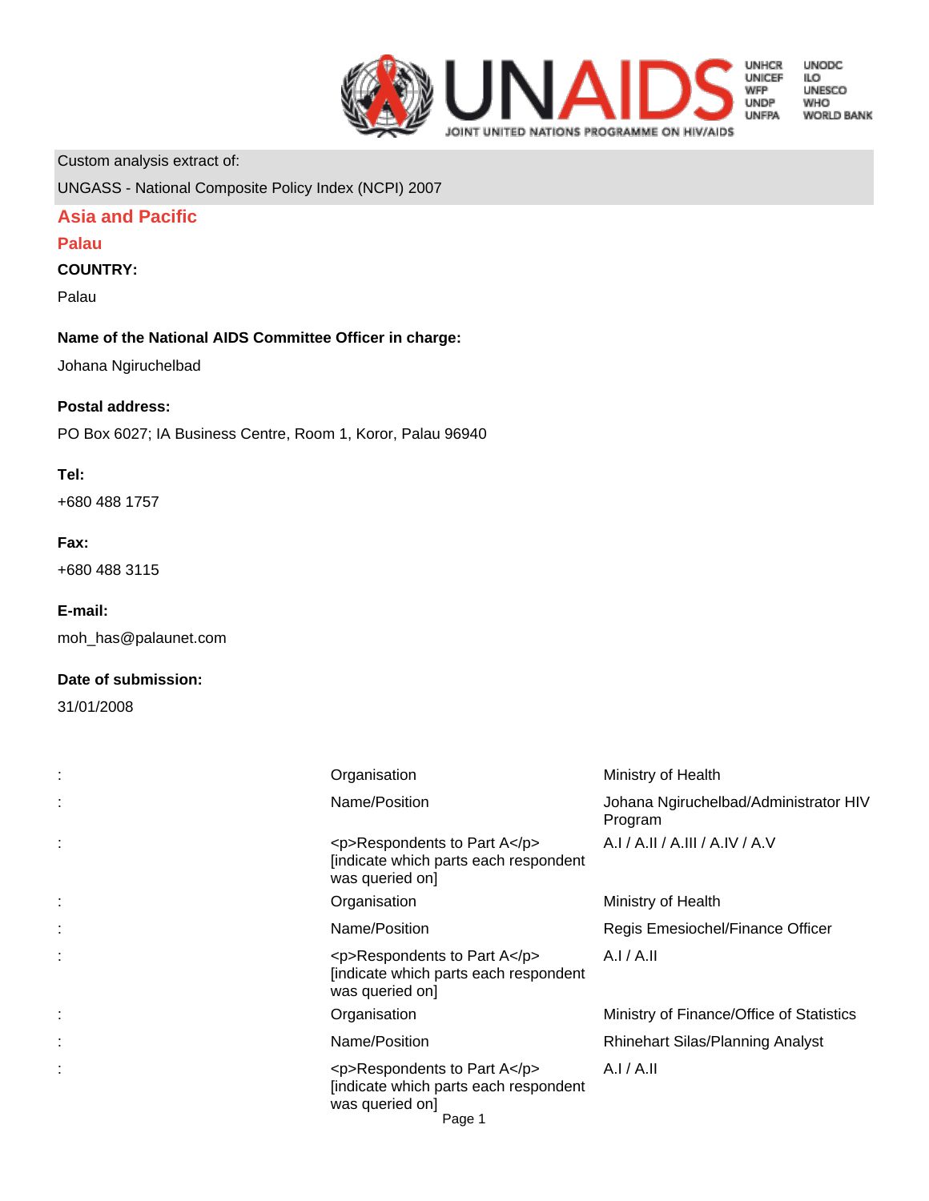Custom analysis extract of:

UNGASS - National Composite Policy Index (NCPI) 2007

# Asia and Pacific

## Palau

**COUNTRY:**

Palau

**Name of the National AIDS Committee Officer in charge:**

Johana Ngiruchelbad

**Postal address:**

PO Box 6027; IA Business Centre, Room 1, Koror, Palau 96940

**Tel:**

+680 488 1757

**Fax:**

+680 488 3115

**E-mail:**

moh_has@palaunet.com

**Date of submission:**

31/01/2008

| | | |
|---|---|---|
| : | Organisation | Ministry of Health |
| : | Name/Position | Johana Ngiruchelbad/Administrator HIV Program |
| : | <p>Respondents to Part A</p> [indicate which parts each respondent was queried on] | A.I / A.II / A.III / A.IV / A.V |
| : | Organisation | Ministry of Health |
| : | Name/Position | Regis Emesiochel/Finance Officer |
| : | <p>Respondents to Part A</p> [indicate which parts each respondent was queried on] | A.I / A.II |
| : | Organisation | Ministry of Finance/Office of Statistics |
| : | Name/Position | Rhinehart Silas/Planning Analyst |
| : | <p>Respondents to Part A</p> [indicate which parts each respondent was queried on] | A.I / A.II |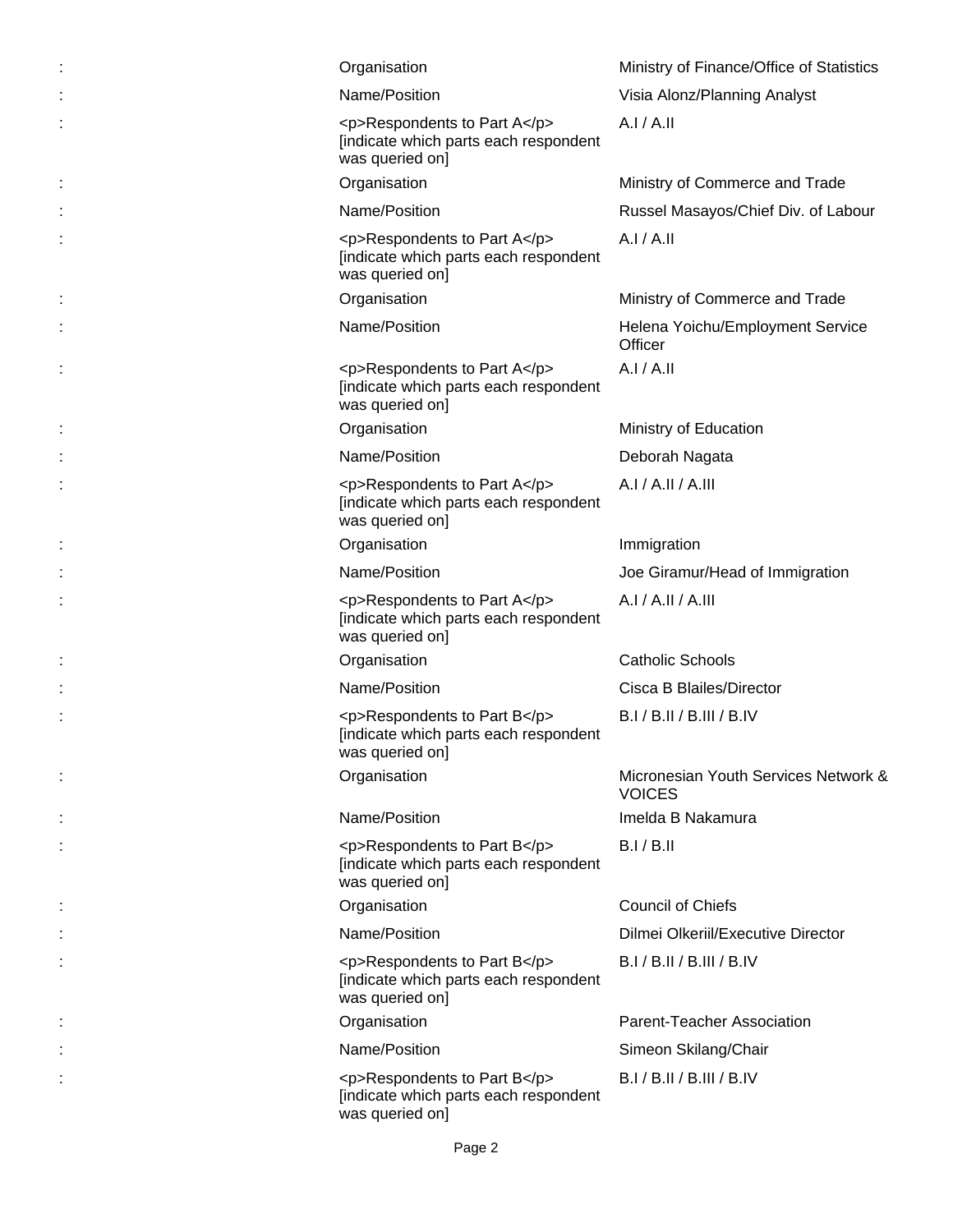| : | Organisation | Ministry of Finance/Office of Statistics |
|---|---|---|
| : | Name/Position | Visia Alonz/Planning Analyst |
| : | <p>Respondents to Part A</p> [indicate which parts each respondent was queried on] | A.I / A.II |
| : | Organisation | Ministry of Commerce and Trade |
| : | Name/Position | Russel Masayos/Chief Div. of Labour |
| : | <p>Respondents to Part A</p> [indicate which parts each respondent was queried on] | A.I / A.II |
| : | Organisation | Ministry of Commerce and Trade |
| : | Name/Position | Helena Yoichu/Employment Service Officer |
| : | <p>Respondents to Part A</p> [indicate which parts each respondent was queried on] | A.I / A.II |
| : | Organisation | Ministry of Education |
| : | Name/Position | Deborah Nagata |
| : | <p>Respondents to Part A</p> [indicate which parts each respondent was queried on] | A.I / A.II / A.III |
| : | Organisation | Immigration |
| : | Name/Position | Joe Giramur/Head of Immigration |
| : | <p>Respondents to Part A</p> [indicate which parts each respondent was queried on] | A.I / A.II / A.III |
| : | Organisation | Catholic Schools |
| : | Name/Position | Cisca B Blailes/Director |
| : | <p>Respondents to Part B</p> [indicate which parts each respondent was queried on] | B.I / B.II / B.III / B.IV |
| : | Organisation | Micronesian Youth Services Network & VOICES |
| : | Name/Position | Imelda B Nakamura |
| : | <p>Respondents to Part B</p> [indicate which parts each respondent was queried on] | B.I / B.II |
| : | Organisation | Council of Chiefs |
| : | Name/Position | Dilmei Olkeriil/Executive Director |
| : | <p>Respondents to Part B</p> [indicate which parts each respondent was queried on] | B.I / B.II / B.III / B.IV |
| : | Organisation | Parent-Teacher Association |
| : | Name/Position | Simeon Skilang/Chair |
| : | <p>Respondents to Part B</p> [indicate which parts each respondent was queried on] | B.I / B.II / B.III / B.IV |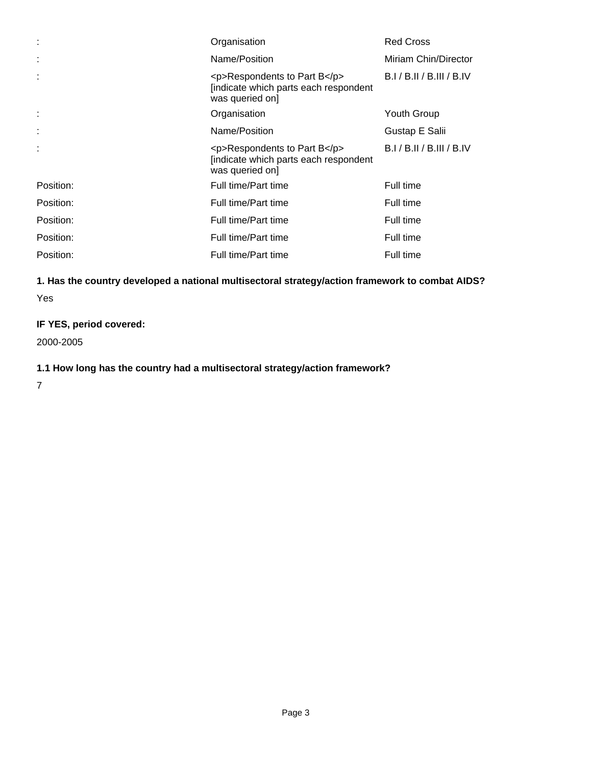| | | |
|---|---|---|
| : | Organisation | Red Cross |
| : | Name/Position | Miriam Chin/Director |
| : | <p>Respondents to Part B</p> [indicate which parts each respondent was queried on] | B.I / B.II / B.III / B.IV |
| : | Organisation | Youth Group |
| : | Name/Position | Gustap E Salii |
| : | <p>Respondents to Part B</p> [indicate which parts each respondent was queried on] | B.I / B.II / B.III / B.IV |
| Position: | Full time/Part time | Full time |
| Position: | Full time/Part time | Full time |
| Position: | Full time/Part time | Full time |
| Position: | Full time/Part time | Full time |
| Position: | Full time/Part time | Full time |

**1. Has the country developed a national multisectoral strategy/action framework to combat AIDS?**

Yes

**IF YES, period covered:**

2000-2005

**1.1 How long has the country had a multisectoral strategy/action framework?**

7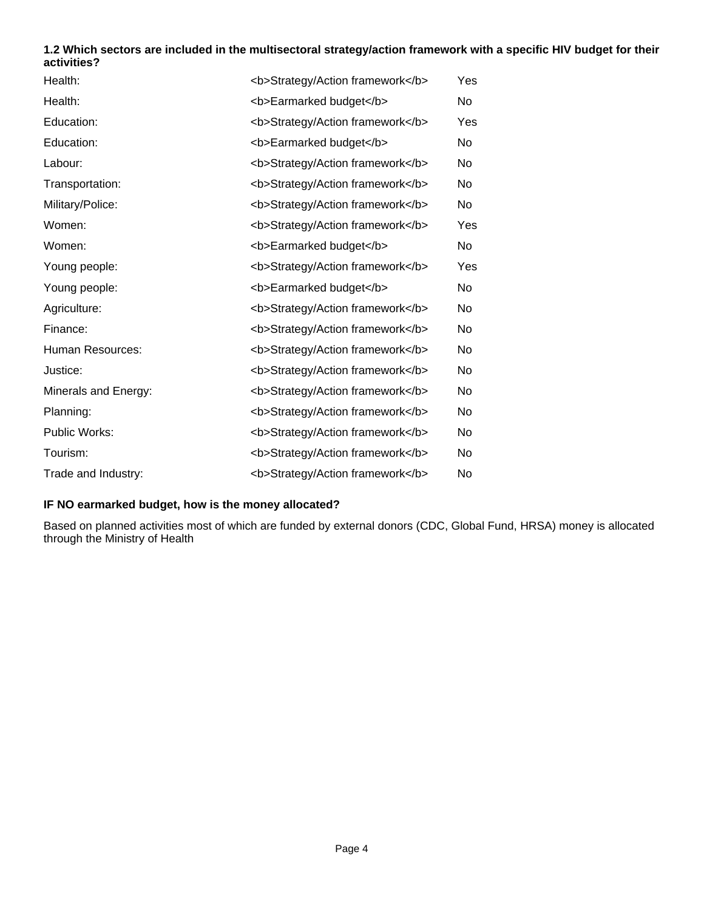**1.2 Which sectors are included in the multisectoral strategy/action framework with a specific HIV budget for their activities?**

| | | |
|---|---|---|
| Health: | <b>Strategy/Action framework</b> | Yes |
| Health: | <b>Earmarked budget</b> | No |
| Education: | <b>Strategy/Action framework</b> | Yes |
| Education: | <b>Earmarked budget</b> | No |
| Labour: | <b>Strategy/Action framework</b> | No |
| Transportation: | <b>Strategy/Action framework</b> | No |
| Military/Police: | <b>Strategy/Action framework</b> | No |
| Women: | <b>Strategy/Action framework</b> | Yes |
| Women: | <b>Earmarked budget</b> | No |
| Young people: | <b>Strategy/Action framework</b> | Yes |
| Young people: | <b>Earmarked budget</b> | No |
| Agriculture: | <b>Strategy/Action framework</b> | No |
| Finance: | <b>Strategy/Action framework</b> | No |
| Human Resources: | <b>Strategy/Action framework</b> | No |
| Justice: | <b>Strategy/Action framework</b> | No |
| Minerals and Energy: | <b>Strategy/Action framework</b> | No |
| Planning: | <b>Strategy/Action framework</b> | No |
| Public Works: | <b>Strategy/Action framework</b> | No |
| Tourism: | <b>Strategy/Action framework</b> | No |
| Trade and Industry: | <b>Strategy/Action framework</b> | No |

**IF NO earmarked budget, how is the money allocated?**

Based on planned activities most of which are funded by external donors (CDC, Global Fund, HRSA) money is allocated through the Ministry of Health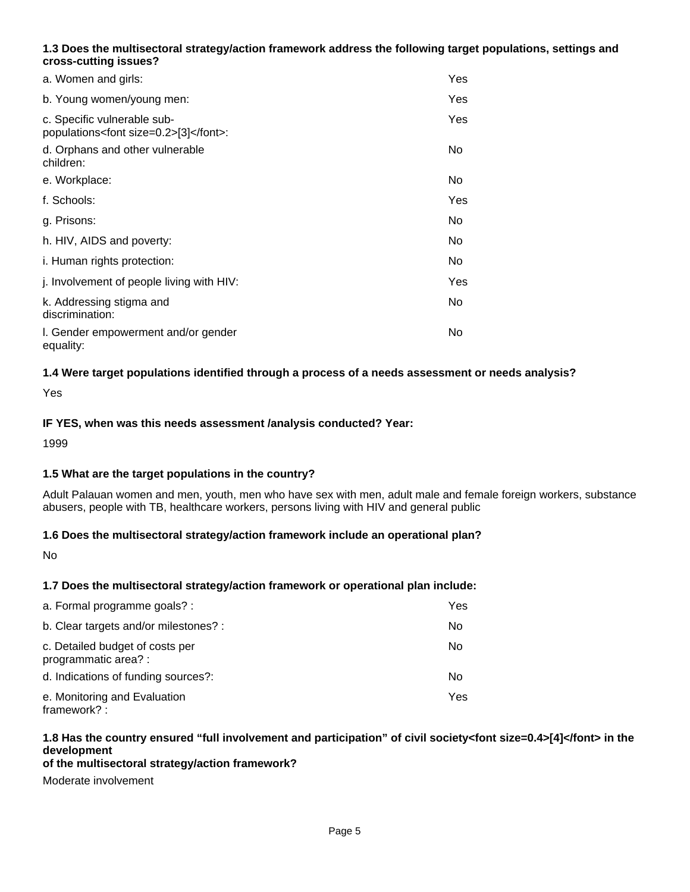**1.3 Does the multisectoral strategy/action framework address the following target populations, settings and cross-cutting issues?**

| | |
|---|---|
| a. Women and girls: | Yes |
| b. Young women/young men: | Yes |
| c. Specific vulnerable sub-populations<font size=0.2>[3]</font>: | Yes |
| d. Orphans and other vulnerable children: | No |
| e. Workplace: | No |
| f. Schools: | Yes |
| g. Prisons: | No |
| h. HIV, AIDS and poverty: | No |
| i. Human rights protection: | No |
| j. Involvement of people living with HIV: | Yes |
| k. Addressing stigma and discrimination: | No |
| l. Gender empowerment and/or gender equality: | No |

**1.4 Were target populations identified through a process of a needs assessment or needs analysis?**

Yes

**IF YES, when was this needs assessment /analysis conducted? Year:**

1999

**1.5 What are the target populations in the country?**

Adult Palauan women and men, youth, men who have sex with men, adult male and female foreign workers, substance abusers, people with TB, healthcare workers, persons living with HIV and general public

**1.6 Does the multisectoral strategy/action framework include an operational plan?**

No

**1.7 Does the multisectoral strategy/action framework or operational plan include:**

| | |
|---|---|
| a. Formal programme goals? : | Yes |
| b. Clear targets and/or milestones? : | No |
| c. Detailed budget of costs per programmatic area? : | No |
| d. Indications of funding sources?: | No |
| e. Monitoring and Evaluation framework? : | Yes |

**1.8 Has the country ensured "full involvement and participation" of civil society<font size=0.4>[4]</font> in the development of the multisectoral strategy/action framework?**

Moderate involvement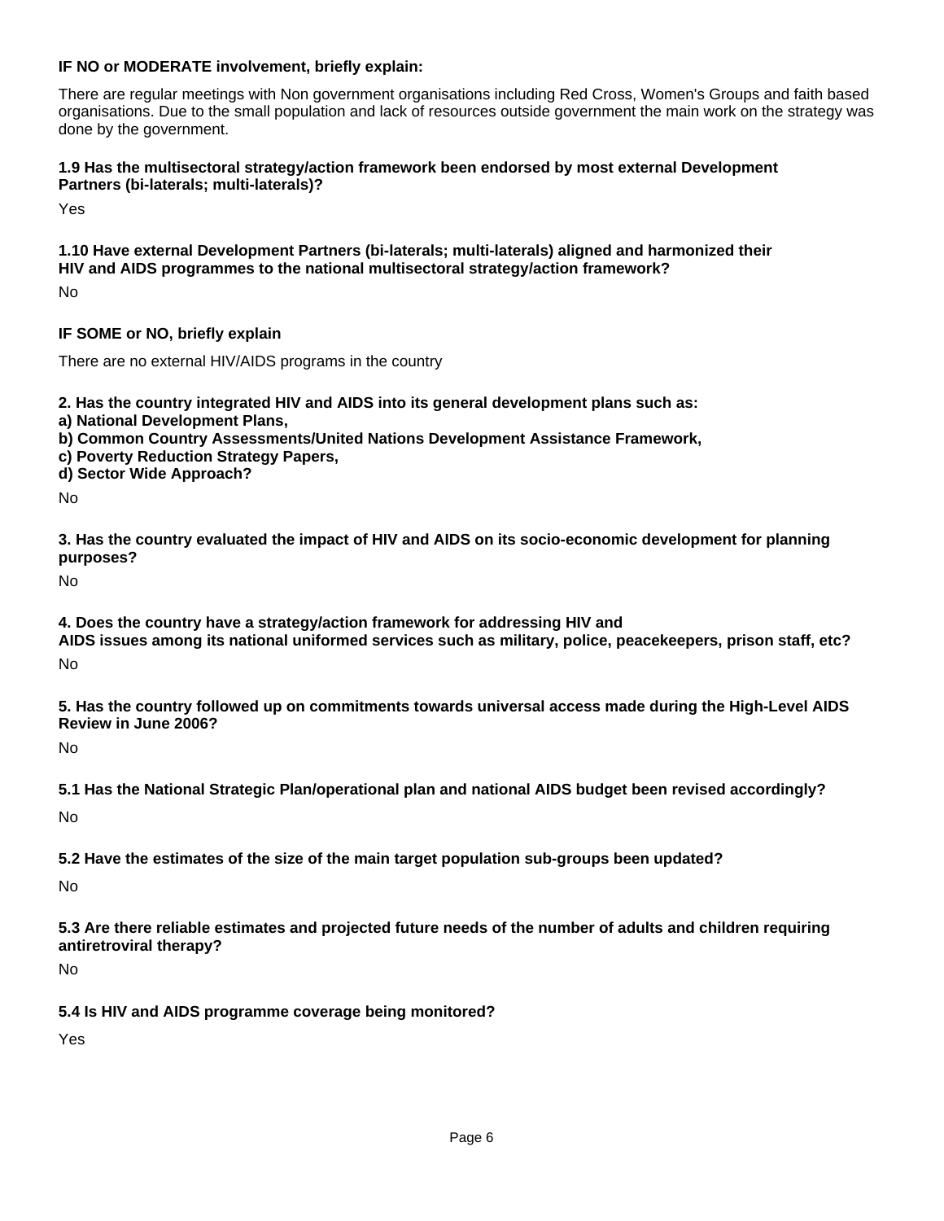**IF NO or MODERATE involvement, briefly explain:**

There are regular meetings with Non government organisations including Red Cross, Women's Groups and faith based organisations. Due to the small population and lack of resources outside government the main work on the strategy was done by the government.

**1.9 Has the multisectoral strategy/action framework been endorsed by most external Development Partners (bi-laterals; multi-laterals)?**

Yes

**1.10 Have external Development Partners (bi-laterals; multi-laterals) aligned and harmonized their HIV and AIDS programmes to the national multisectoral strategy/action framework?**

No

**IF SOME or NO, briefly explain**

There are no external HIV/AIDS programs in the country

**2. Has the country integrated HIV and AIDS into its general development plans such as:**
**a) National Development Plans,**
**b) Common Country Assessments/United Nations Development Assistance Framework,**
**c) Poverty Reduction Strategy Papers,**
**d) Sector Wide Approach?**

No

**3. Has the country evaluated the impact of HIV and AIDS on its socio-economic development for planning purposes?**

No

**4. Does the country have a strategy/action framework for addressing HIV and AIDS issues among its national uniformed services such as military, police, peacekeepers, prison staff, etc?**

No

**5. Has the country followed up on commitments towards universal access made during the High-Level AIDS Review in June 2006?**

No

**5.1 Has the National Strategic Plan/operational plan and national AIDS budget been revised accordingly?**

No

**5.2 Have the estimates of the size of the main target population sub-groups been updated?**

No

**5.3 Are there reliable estimates and projected future needs of the number of adults and children requiring antiretroviral therapy?**

No

**5.4 Is HIV and AIDS programme coverage being monitored?**

Yes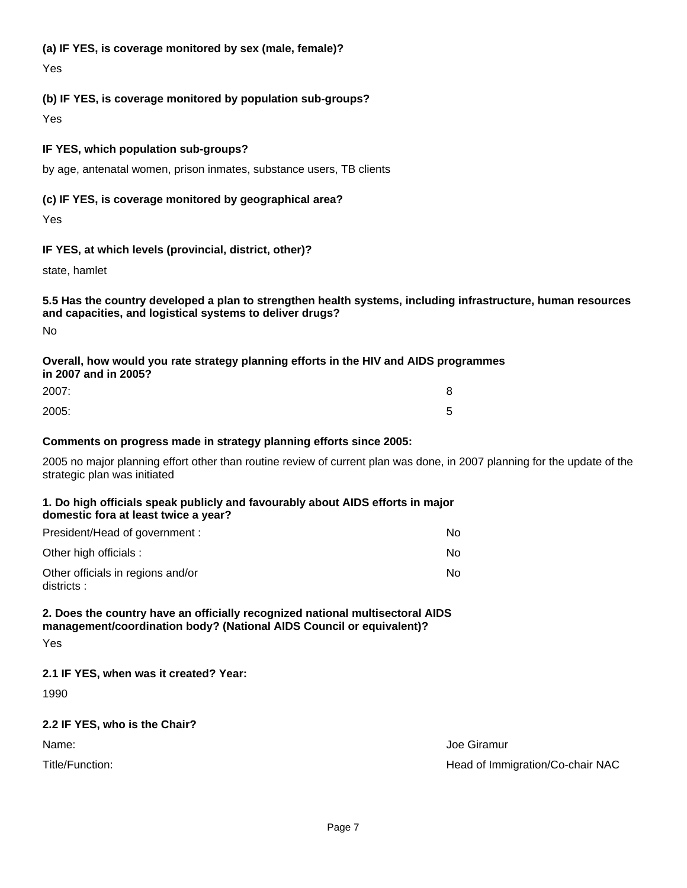**(a) IF YES, is coverage monitored by sex (male, female)?**

Yes

**(b) IF YES, is coverage monitored by population sub-groups?**

Yes

**IF YES, which population sub-groups?**

by age, antenatal women, prison inmates, substance users, TB clients

**(c) IF YES, is coverage monitored by geographical area?**

Yes

**IF YES, at which levels (provincial, district, other)?**

state, hamlet

**5.5 Has the country developed a plan to strengthen health systems, including infrastructure, human resources and capacities, and logistical systems to deliver drugs?**

No

**Overall, how would you rate strategy planning efforts in the HIV and AIDS programmes in 2007 and in 2005?**

| | |
|---|---|
| 2007: | 8 |
| 2005: | 5 |

**Comments on progress made in strategy planning efforts since 2005:**

2005 no major planning effort other than routine review of current plan was done, in 2007 planning for the update of the strategic plan was initiated

**1. Do high officials speak publicly and favourably about AIDS efforts in major domestic fora at least twice a year?**

| | |
|---|---|
| President/Head of government : | No |
| Other high officials : | No |
| Other officials in regions and/or districts : | No |

**2. Does the country have an officially recognized national multisectoral AIDS management/coordination body? (National AIDS Council or equivalent)?**

Yes

**2.1 IF YES, when was it created? Year:**

1990

**2.2 IF YES, who is the Chair?**

| | |
|---|---|
| Name: | Joe Giramur |
| Title/Function: | Head of Immigration/Co-chair NAC |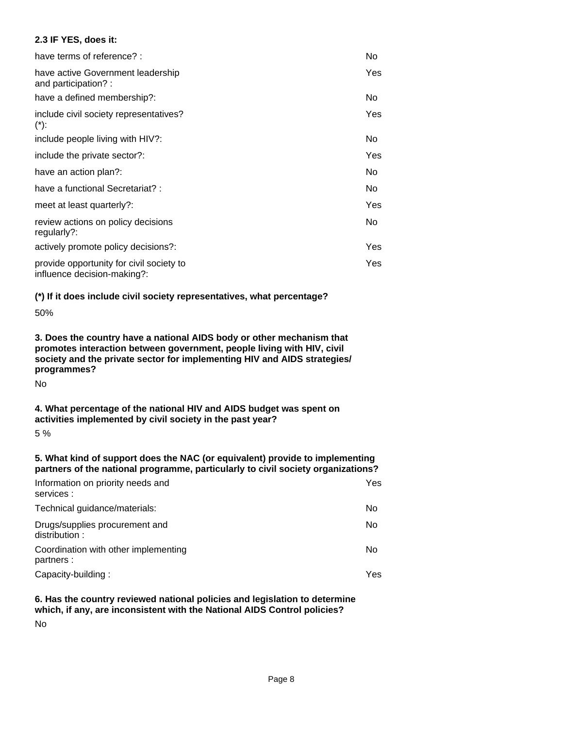**2.3 IF YES, does it:**

| | |
|---|---|
| have terms of reference? : | No |
| have active Government leadership and participation? : | Yes |
| have a defined membership?: | No |
| include civil society representatives? (*): | Yes |
| include people living with HIV?: | No |
| include the private sector?: | Yes |
| have an action plan?: | No |
| have a functional Secretariat? : | No |
| meet at least quarterly?: | Yes |
| review actions on policy decisions regularly?: | No |
| actively promote policy decisions?: | Yes |
| provide opportunity for civil society to influence decision-making?: | Yes |

**(*) If it does include civil society representatives, what percentage?**

50%

**3. Does the country have a national AIDS body or other mechanism that promotes interaction between government, people living with HIV, civil society and the private sector for implementing HIV and AIDS strategies/ programmes?**

No

**4. What percentage of the national HIV and AIDS budget was spent on activities implemented by civil society in the past year?**

5 %

**5. What kind of support does the NAC (or equivalent) provide to implementing partners of the national programme, particularly to civil society organizations?**

| | |
|---|---|
| Information on priority needs and services : | Yes |
| Technical guidance/materials: | No |
| Drugs/supplies procurement and distribution : | No |
| Coordination with other implementing partners : | No |
| Capacity-building : | Yes |

**6. Has the country reviewed national policies and legislation to determine which, if any, are inconsistent with the National AIDS Control policies?**

No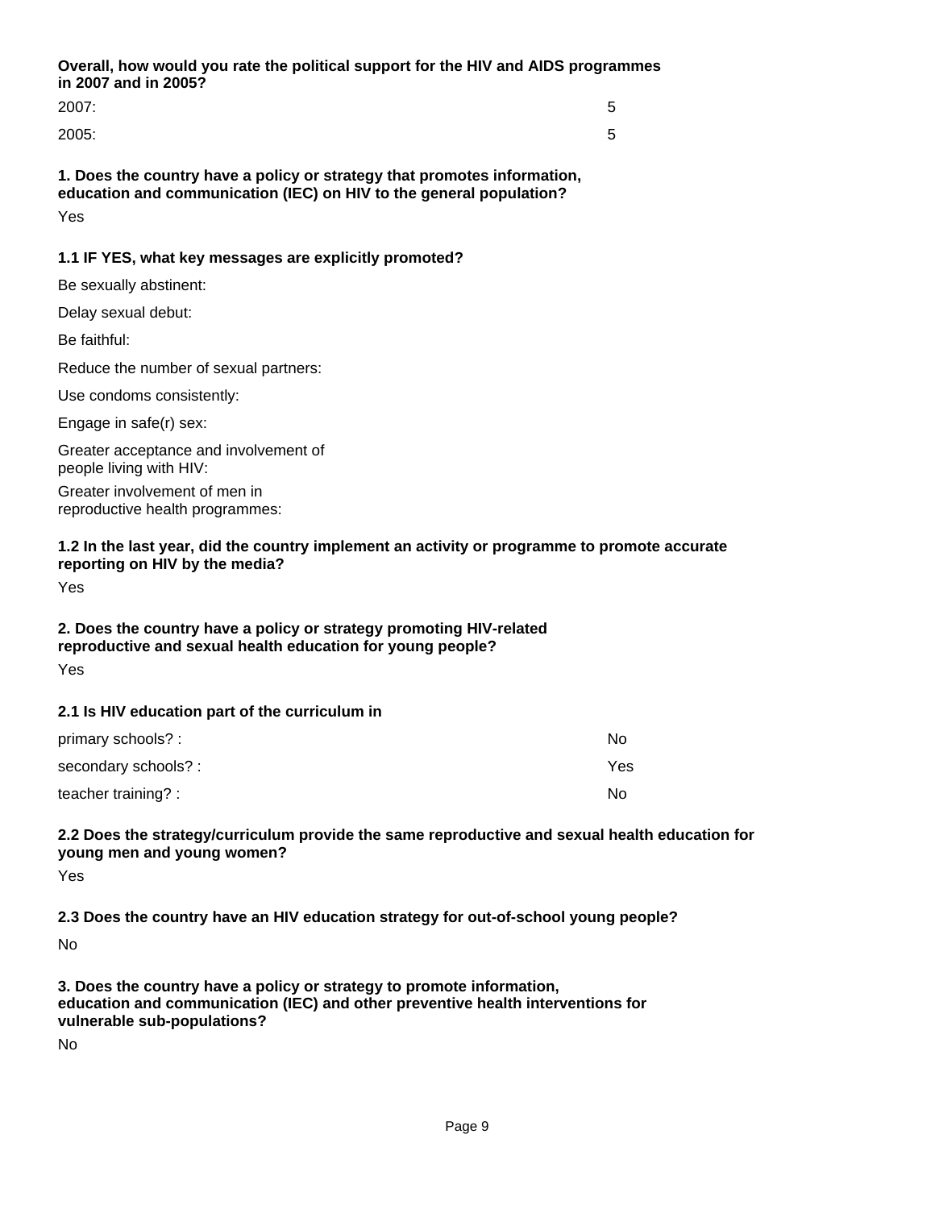**Overall, how would you rate the political support for the HIV and AIDS programmes in 2007 and in 2005?**

| | |
|---|---|
| 2007: | 5 |
| 2005: | 5 |

**1. Does the country have a policy or strategy that promotes information, education and communication (IEC) on HIV to the general population?**

Yes

**1.1 IF YES, what key messages are explicitly promoted?**

Be sexually abstinent:

Delay sexual debut:

Be faithful:

Reduce the number of sexual partners:

Use condoms consistently:

Engage in safe(r) sex:

Greater acceptance and involvement of people living with HIV:

Greater involvement of men in reproductive health programmes:

**1.2 In the last year, did the country implement an activity or programme to promote accurate reporting on HIV by the media?**

Yes

**2. Does the country have a policy or strategy promoting HIV-related reproductive and sexual health education for young people?**

Yes

**2.1 Is HIV education part of the curriculum in**

| | |
|---|---|
| primary schools? : | No |
| secondary schools? : | Yes |
| teacher training? : | No |

**2.2 Does the strategy/curriculum provide the same reproductive and sexual health education for young men and young women?**

Yes

**2.3 Does the country have an HIV education strategy for out-of-school young people?**

No

**3. Does the country have a policy or strategy to promote information, education and communication (IEC) and other preventive health interventions for vulnerable sub-populations?**

No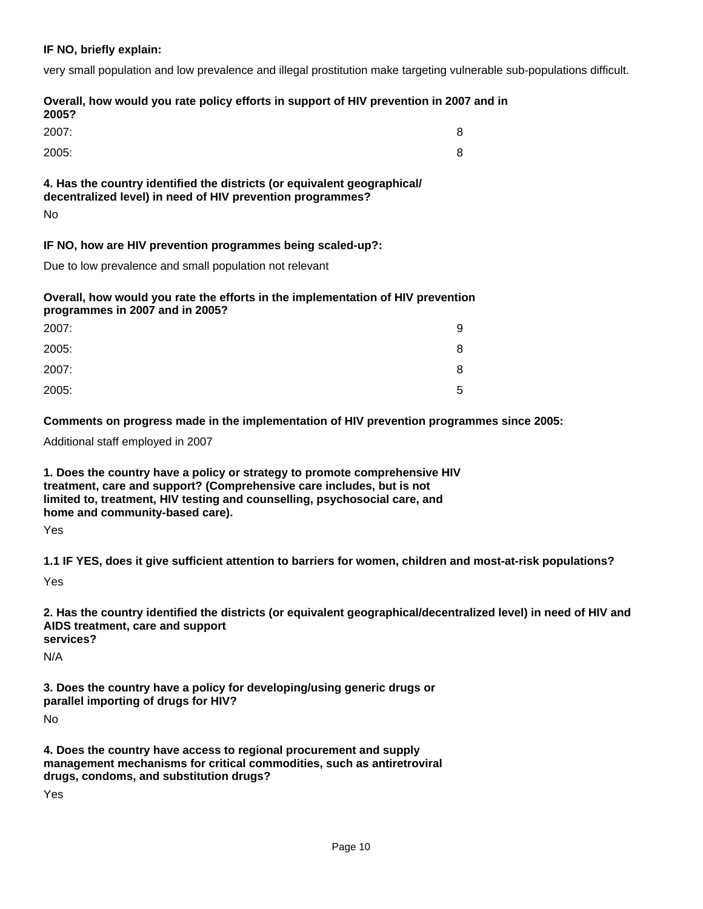**IF NO, briefly explain:**

very small population and low prevalence and illegal prostitution make targeting vulnerable sub-populations difficult.

**Overall, how would you rate policy efforts in support of HIV prevention in 2007 and in 2005?**

| | |
|---|---|
| 2007: | 8 |
| 2005: | 8 |

**4. Has the country identified the districts (or equivalent geographical/ decentralized level) in need of HIV prevention programmes?**

No

**IF NO, how are HIV prevention programmes being scaled-up?:**

Due to low prevalence and small population not relevant

**Overall, how would you rate the efforts in the implementation of HIV prevention programmes in 2007 and in 2005?**

| | |
|---|---|
| 2007: | 9 |
| 2005: | 8 |
| 2007: | 8 |
| 2005: | 5 |

**Comments on progress made in the implementation of HIV prevention programmes since 2005:**

Additional staff employed in 2007

**1. Does the country have a policy or strategy to promote comprehensive HIV treatment, care and support? (Comprehensive care includes, but is not limited to, treatment, HIV testing and counselling, psychosocial care, and home and community-based care).**

Yes

**1.1 IF YES, does it give sufficient attention to barriers for women, children and most-at-risk populations?**

Yes

**2. Has the country identified the districts (or equivalent geographical/decentralized level) in need of HIV and AIDS treatment, care and support services?**

N/A

**3. Does the country have a policy for developing/using generic drugs or parallel importing of drugs for HIV?**

No

**4. Does the country have access to regional procurement and supply management mechanisms for critical commodities, such as antiretroviral drugs, condoms, and substitution drugs?**

Yes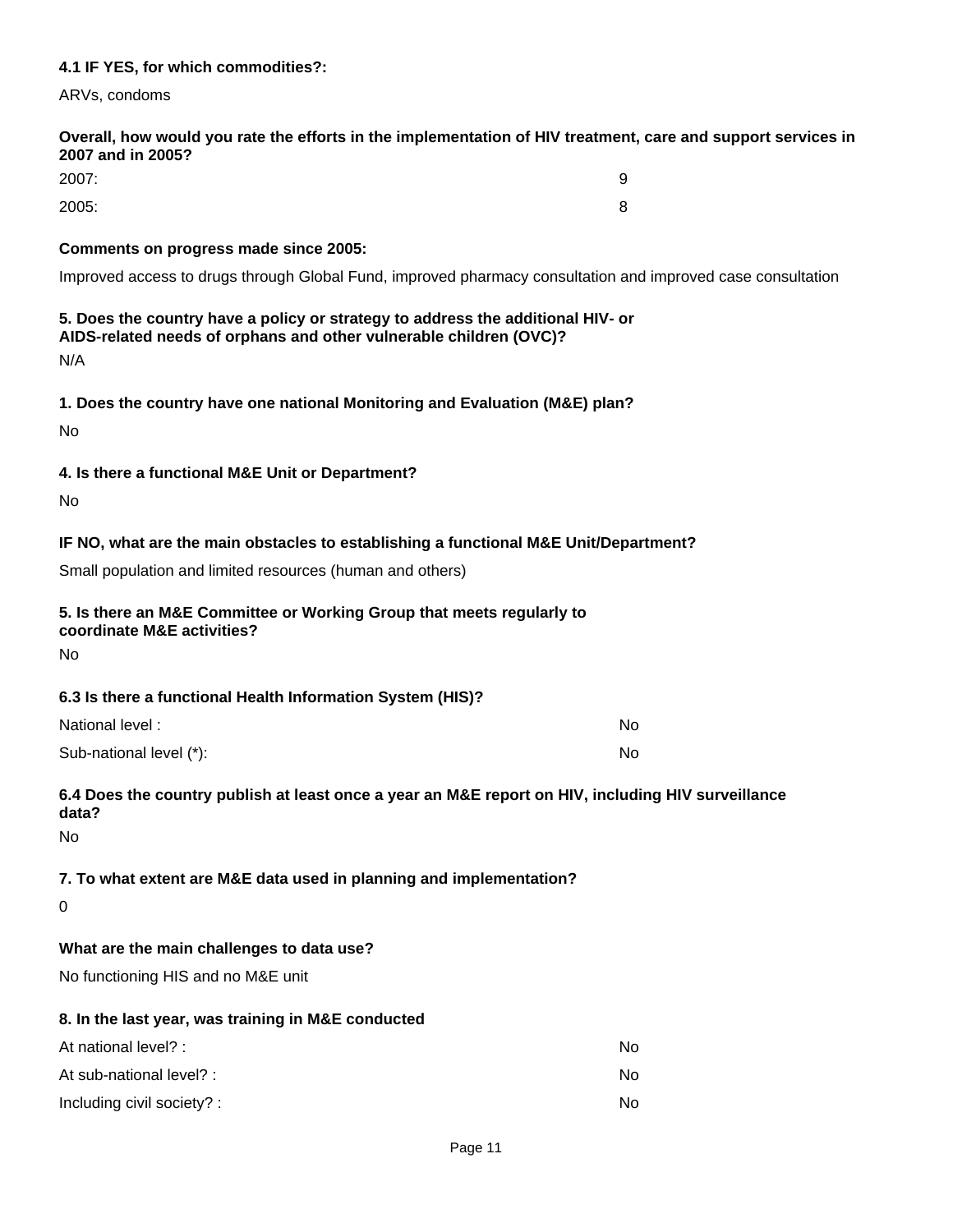**4.1 IF YES, for which commodities?:**

ARVs, condoms

**Overall, how would you rate the efforts in the implementation of HIV treatment, care and support services in 2007 and in 2005?**

| | |
|---|---|
| 2007: | 9 |
| 2005: | 8 |

**Comments on progress made since 2005:**

Improved access to drugs through Global Fund, improved pharmacy consultation and improved case consultation

**5. Does the country have a policy or strategy to address the additional HIV- or AIDS-related needs of orphans and other vulnerable children (OVC)?**

N/A

**1. Does the country have one national Monitoring and Evaluation (M&E) plan?**

No

**4. Is there a functional M&E Unit or Department?**

No

**IF NO, what are the main obstacles to establishing a functional M&E Unit/Department?**

Small population and limited resources (human and others)

**5. Is there an M&E Committee or Working Group that meets regularly to coordinate M&E activities?**

No

**6.3 Is there a functional Health Information System (HIS)?**

| | |
|---|---|
| National level : | No |
| Sub-national level (*): | No |

**6.4 Does the country publish at least once a year an M&E report on HIV, including HIV surveillance data?**

No

**7. To what extent are M&E data used in planning and implementation?**

0

**What are the main challenges to data use?**

No functioning HIS and no M&E unit

**8. In the last year, was training in M&E conducted**

| | |
|---|---|
| At national level? : | No |
| At sub-national level? : | No |
| Including civil society? : | No |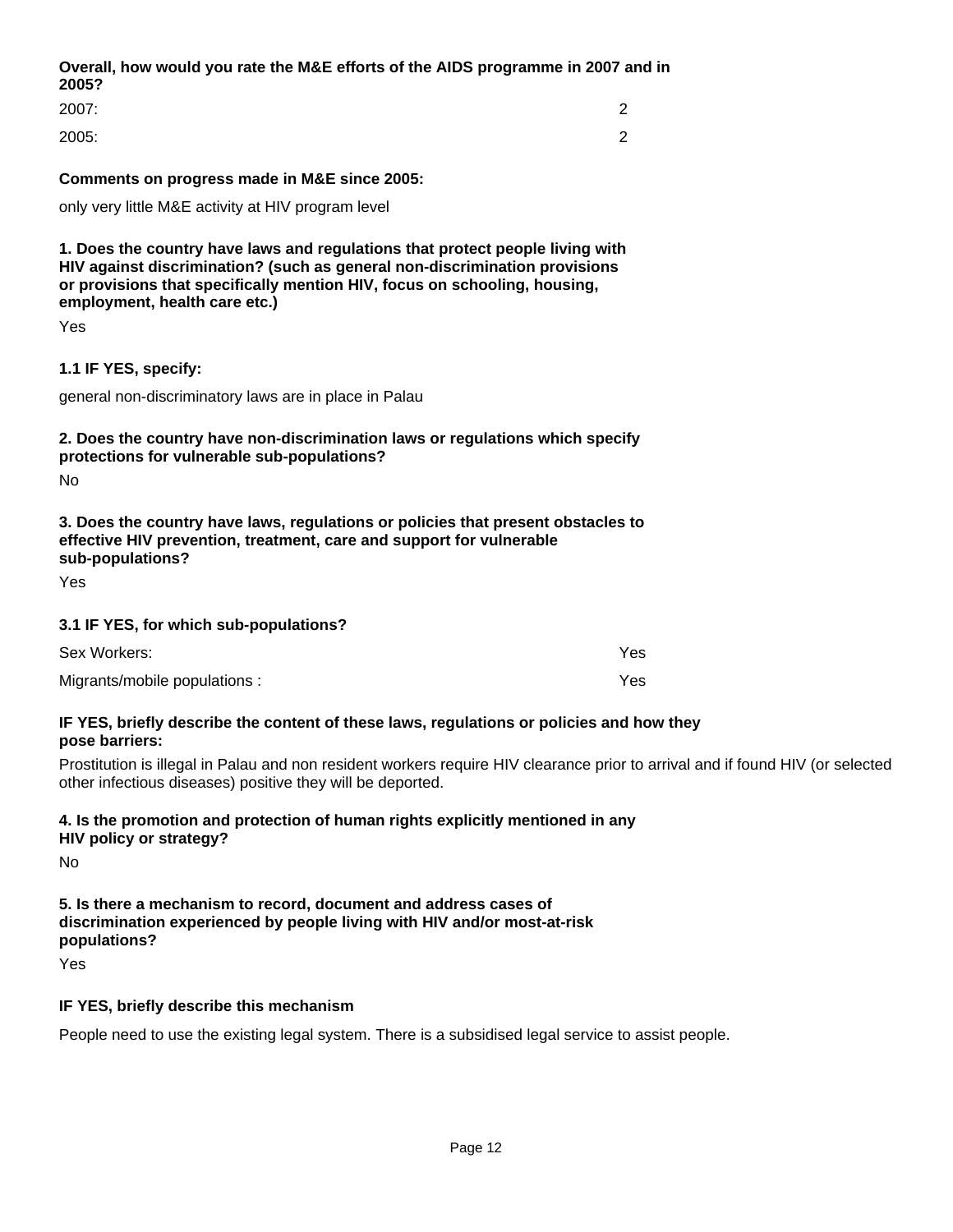**Overall, how would you rate the M&E efforts of the AIDS programme in 2007 and in 2005?**

| | |
|---|---|
| 2007: | 2 |
| 2005: | 2 |

**Comments on progress made in M&E since 2005:**

only very little M&E activity at HIV program level

**1. Does the country have laws and regulations that protect people living with HIV against discrimination? (such as general non-discrimination provisions or provisions that specifically mention HIV, focus on schooling, housing, employment, health care etc.)**

Yes

**1.1 IF YES, specify:**

general non-discriminatory laws are in place in Palau

**2. Does the country have non-discrimination laws or regulations which specify protections for vulnerable sub-populations?**

No

**3. Does the country have laws, regulations or policies that present obstacles to effective HIV prevention, treatment, care and support for vulnerable sub-populations?**

Yes

**3.1 IF YES, for which sub-populations?**

| | |
|---|---|
| Sex Workers: | Yes |
| Migrants/mobile populations : | Yes |

**IF YES, briefly describe the content of these laws, regulations or policies and how they pose barriers:**

Prostitution is illegal in Palau and non resident workers require HIV clearance prior to arrival and if found HIV (or selected other infectious diseases) positive they will be deported.

**4. Is the promotion and protection of human rights explicitly mentioned in any HIV policy or strategy?**

No

**5. Is there a mechanism to record, document and address cases of discrimination experienced by people living with HIV and/or most-at-risk populations?**

Yes

**IF YES, briefly describe this mechanism**

People need to use the existing legal system. There is a subsidised legal service to assist people.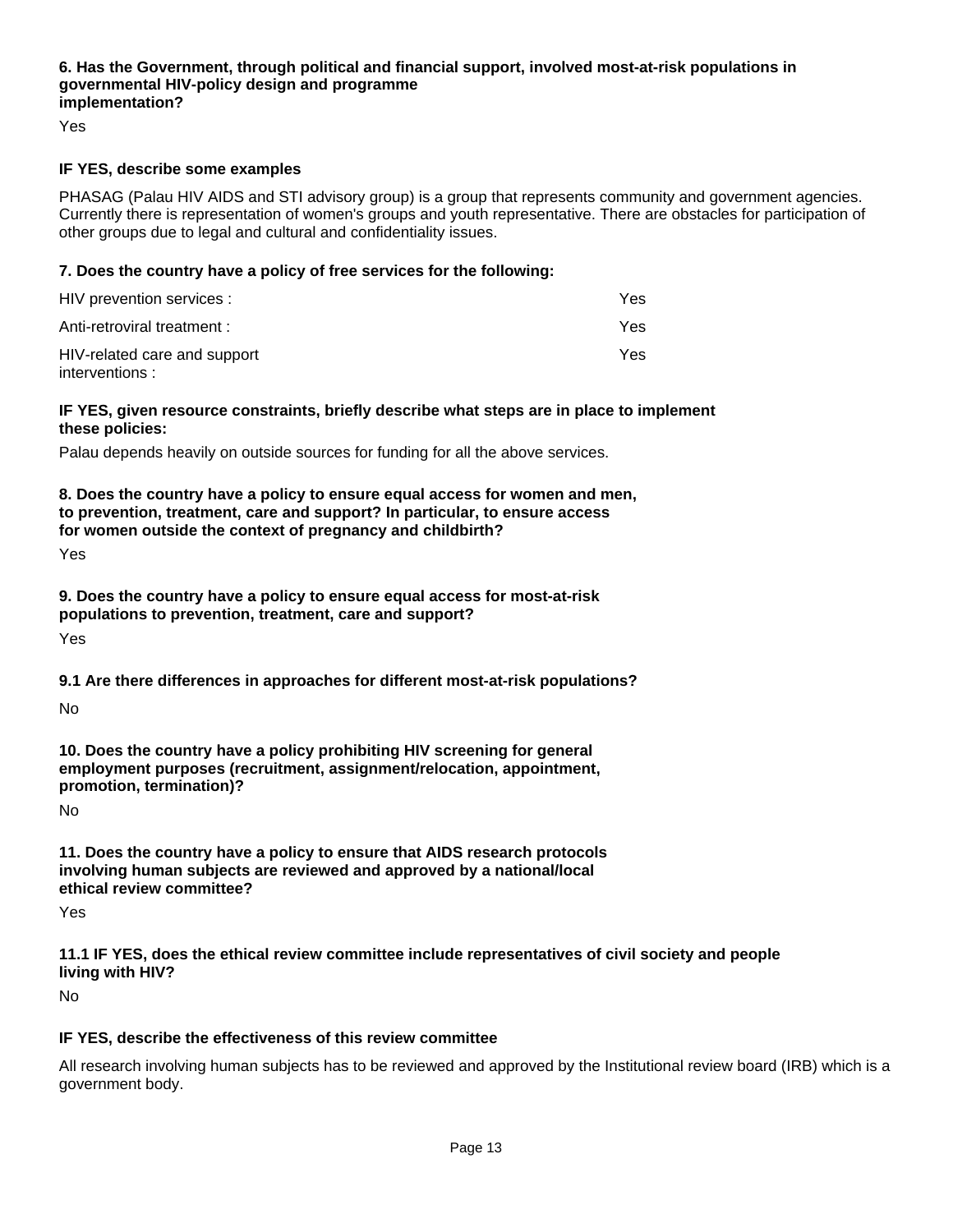**6. Has the Government, through political and financial support, involved most-at-risk populations in governmental HIV-policy design and programme implementation?**

Yes

**IF YES, describe some examples**

PHASAG (Palau HIV AIDS and STI advisory group) is a group that represents community and government agencies. Currently there is representation of women's groups and youth representative. There are obstacles for participation of other groups due to legal and cultural and confidentiality issues.

**7. Does the country have a policy of free services for the following:**

| | |
|---|---|
| HIV prevention services : | Yes |
| Anti-retroviral treatment : | Yes |
| HIV-related care and support interventions : | Yes |

**IF YES, given resource constraints, briefly describe what steps are in place to implement these policies:**

Palau depends heavily on outside sources for funding for all the above services.

**8. Does the country have a policy to ensure equal access for women and men, to prevention, treatment, care and support? In particular, to ensure access for women outside the context of pregnancy and childbirth?**

Yes

**9. Does the country have a policy to ensure equal access for most-at-risk populations to prevention, treatment, care and support?**

Yes

**9.1 Are there differences in approaches for different most-at-risk populations?**

No

**10. Does the country have a policy prohibiting HIV screening for general employment purposes (recruitment, assignment/relocation, appointment, promotion, termination)?**

No

**11. Does the country have a policy to ensure that AIDS research protocols involving human subjects are reviewed and approved by a national/local ethical review committee?**

Yes

**11.1 IF YES, does the ethical review committee include representatives of civil society and people living with HIV?**

No

**IF YES, describe the effectiveness of this review committee**

All research involving human subjects has to be reviewed and approved by the Institutional review board (IRB) which is a government body.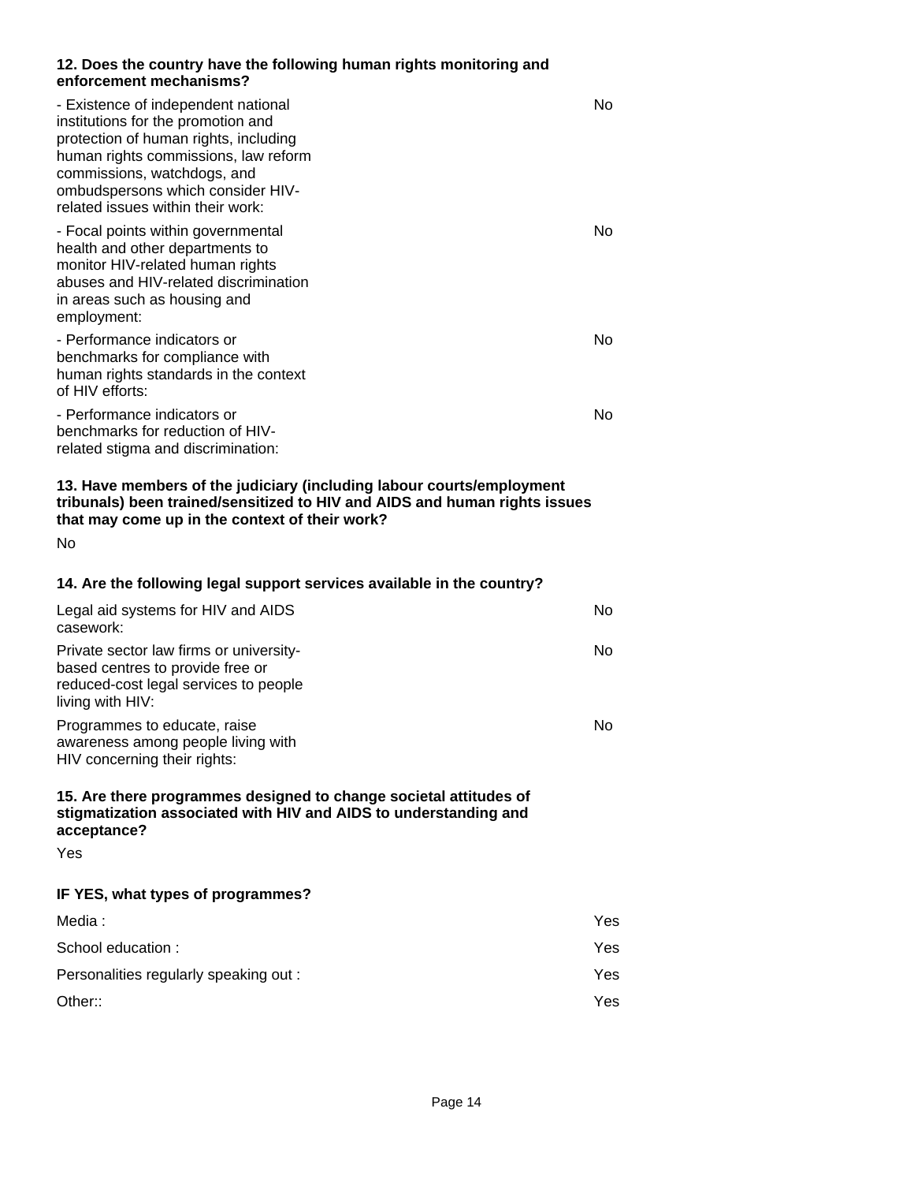**12. Does the country have the following human rights monitoring and enforcement mechanisms?**

| | |
|---|---|
| - Existence of independent national institutions for the promotion and protection of human rights, including human rights commissions, law reform commissions, watchdogs, and ombudspersons which consider HIV-related issues within their work: | No |
| - Focal points within governmental health and other departments to monitor HIV-related human rights abuses and HIV-related discrimination in areas such as housing and employment: | No |
| - Performance indicators or benchmarks for compliance with human rights standards in the context of HIV efforts: | No |
| - Performance indicators or benchmarks for reduction of HIV-related stigma and discrimination: | No |

**13. Have members of the judiciary (including labour courts/employment tribunals) been trained/sensitized to HIV and AIDS and human rights issues that may come up in the context of their work?**

No

**14. Are the following legal support services available in the country?**

| | |
|---|---|
| Legal aid systems for HIV and AIDS casework: | No |
| Private sector law firms or university-based centres to provide free or reduced-cost legal services to people living with HIV: | No |
| Programmes to educate, raise awareness among people living with HIV concerning their rights: | No |

**15. Are there programmes designed to change societal attitudes of stigmatization associated with HIV and AIDS to understanding and acceptance?**

Yes

**IF YES, what types of programmes?**

| | |
|---|---|
| Media : | Yes |
| School education : | Yes |
| Personalities regularly speaking out : | Yes |
| Other:: | Yes |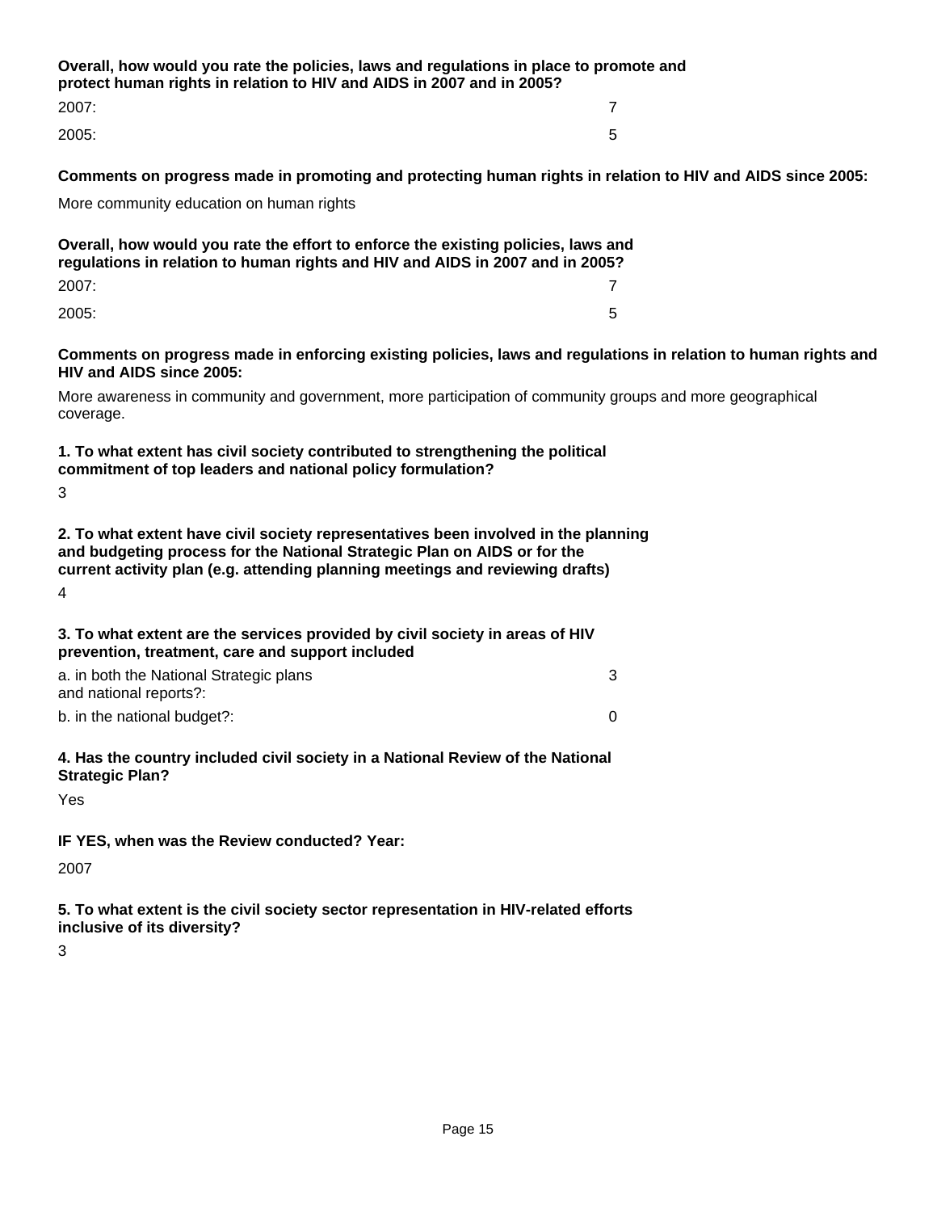**Overall, how would you rate the policies, laws and regulations in place to promote and protect human rights in relation to HIV and AIDS in 2007 and in 2005?**

| | |
|---|---|
| 2007: | 7 |
| 2005: | 5 |

**Comments on progress made in promoting and protecting human rights in relation to HIV and AIDS since 2005:**

More community education on human rights

**Overall, how would you rate the effort to enforce the existing policies, laws and regulations in relation to human rights and HIV and AIDS in 2007 and in 2005?**

| | |
|---|---|
| 2007: | 7 |
| 2005: | 5 |

**Comments on progress made in enforcing existing policies, laws and regulations in relation to human rights and HIV and AIDS since 2005:**

More awareness in community and government, more participation of community groups and more geographical coverage.

**1. To what extent has civil society contributed to strengthening the political commitment of top leaders and national policy formulation?**

3

**2. To what extent have civil society representatives been involved in the planning and budgeting process for the National Strategic Plan on AIDS or for the current activity plan (e.g. attending planning meetings and reviewing drafts)**

4

**3. To what extent are the services provided by civil society in areas of HIV prevention, treatment, care and support included**

| | |
|---|---|
| a. in both the National Strategic plans and national reports?: | 3 |
| b. in the national budget?: | 0 |

**4. Has the country included civil society in a National Review of the National Strategic Plan?**

Yes

**IF YES, when was the Review conducted? Year:**

2007

**5. To what extent is the civil society sector representation in HIV-related efforts inclusive of its diversity?**

3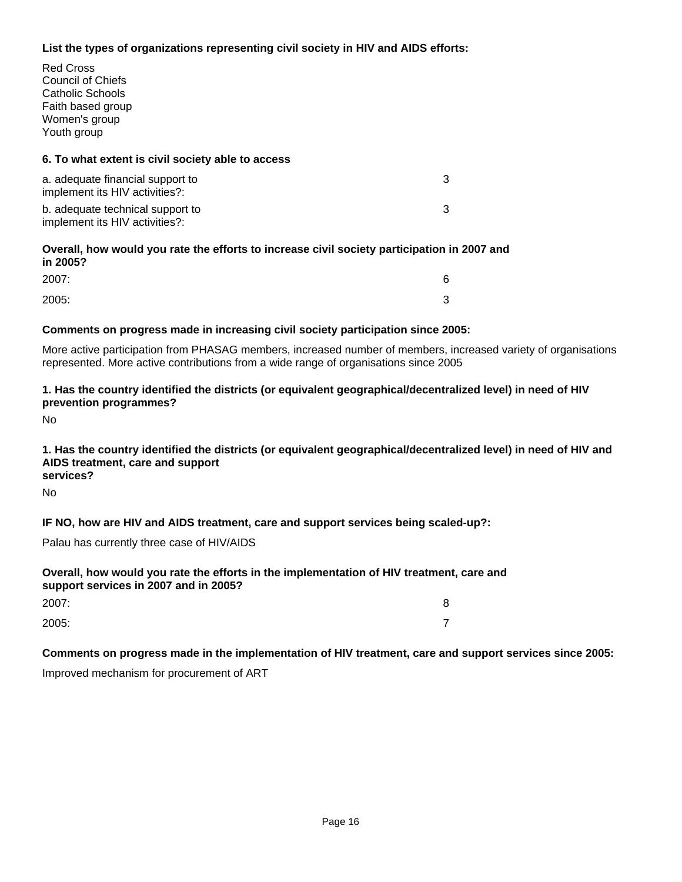**List the types of organizations representing civil society in HIV and AIDS efforts:**

Red Cross
Council of Chiefs
Catholic Schools
Faith based group
Women's group
Youth group

**6. To what extent is civil society able to access**

| | |
|---|---|
| a. adequate financial support to implement its HIV activities?: | 3 |
| b. adequate technical support to implement its HIV activities?: | 3 |

**Overall, how would you rate the efforts to increase civil society participation in 2007 and in 2005?**

| | |
|---|---|
| 2007: | 6 |
| 2005: | 3 |

**Comments on progress made in increasing civil society participation since 2005:**

More active participation from PHASAG members, increased number of members, increased variety of organisations represented. More active contributions from a wide range of organisations since 2005

**1. Has the country identified the districts (or equivalent geographical/decentralized level) in need of HIV prevention programmes?**

No

**1. Has the country identified the districts (or equivalent geographical/decentralized level) in need of HIV and AIDS treatment, care and support services?**

No

**IF NO, how are HIV and AIDS treatment, care and support services being scaled-up?:**

Palau has currently three case of HIV/AIDS

**Overall, how would you rate the efforts in the implementation of HIV treatment, care and support services in 2007 and in 2005?**

| | |
|---|---|
| 2007: | 8 |
| 2005: | 7 |

**Comments on progress made in the implementation of HIV treatment, care and support services since 2005:**

Improved mechanism for procurement of ART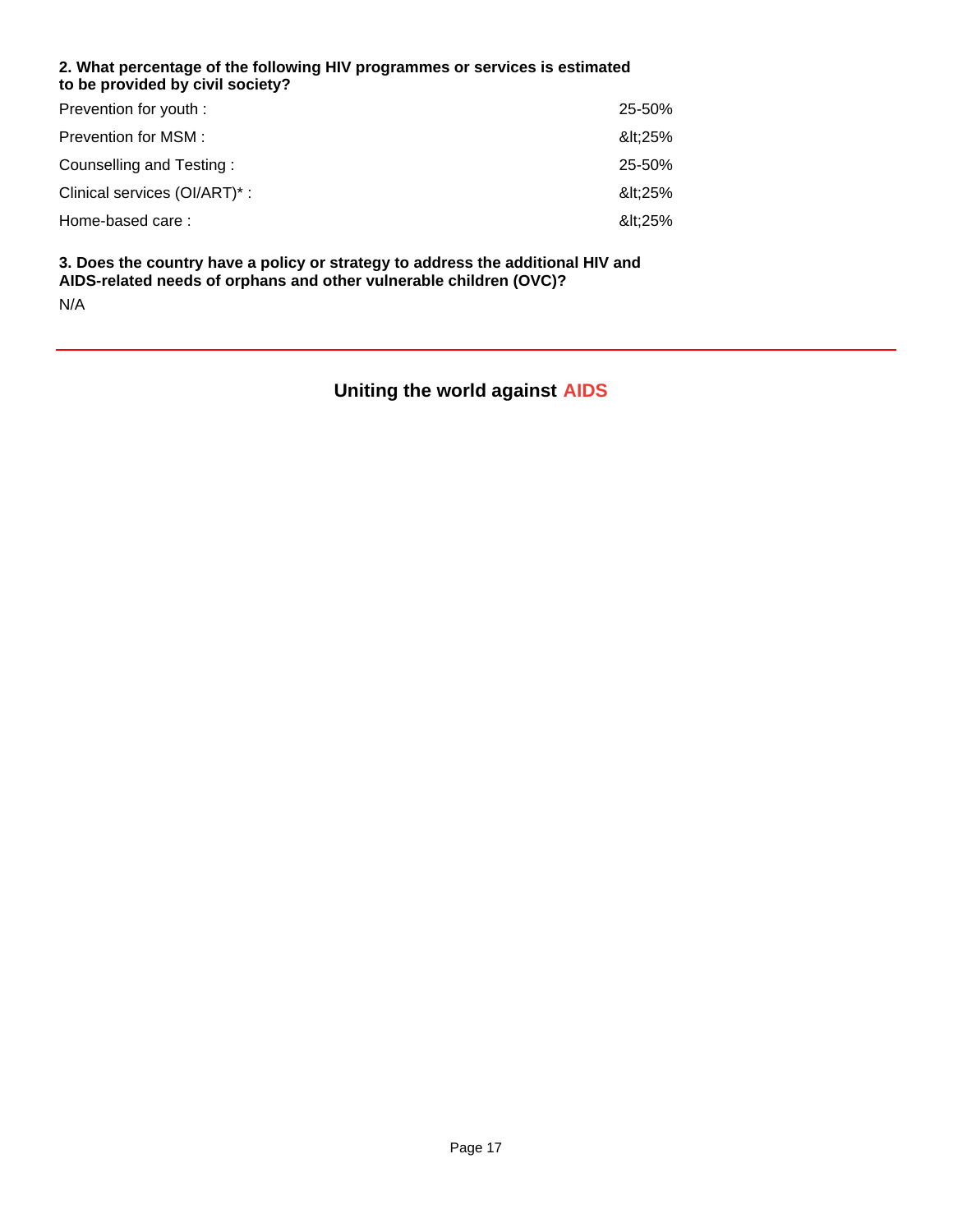**2. What percentage of the following HIV programmes or services is estimated to be provided by civil society?**

| | |
|---|---|
| Prevention for youth : | 25-50% |
| Prevention for MSM : | &lt;25% |
| Counselling and Testing : | 25-50% |
| Clinical services (OI/ART)* : | &lt;25% |
| Home-based care : | &lt;25% |

**3. Does the country have a policy or strategy to address the additional HIV and AIDS-related needs of orphans and other vulnerable children (OVC)?**

N/A

---

**Uniting the world against AIDS**